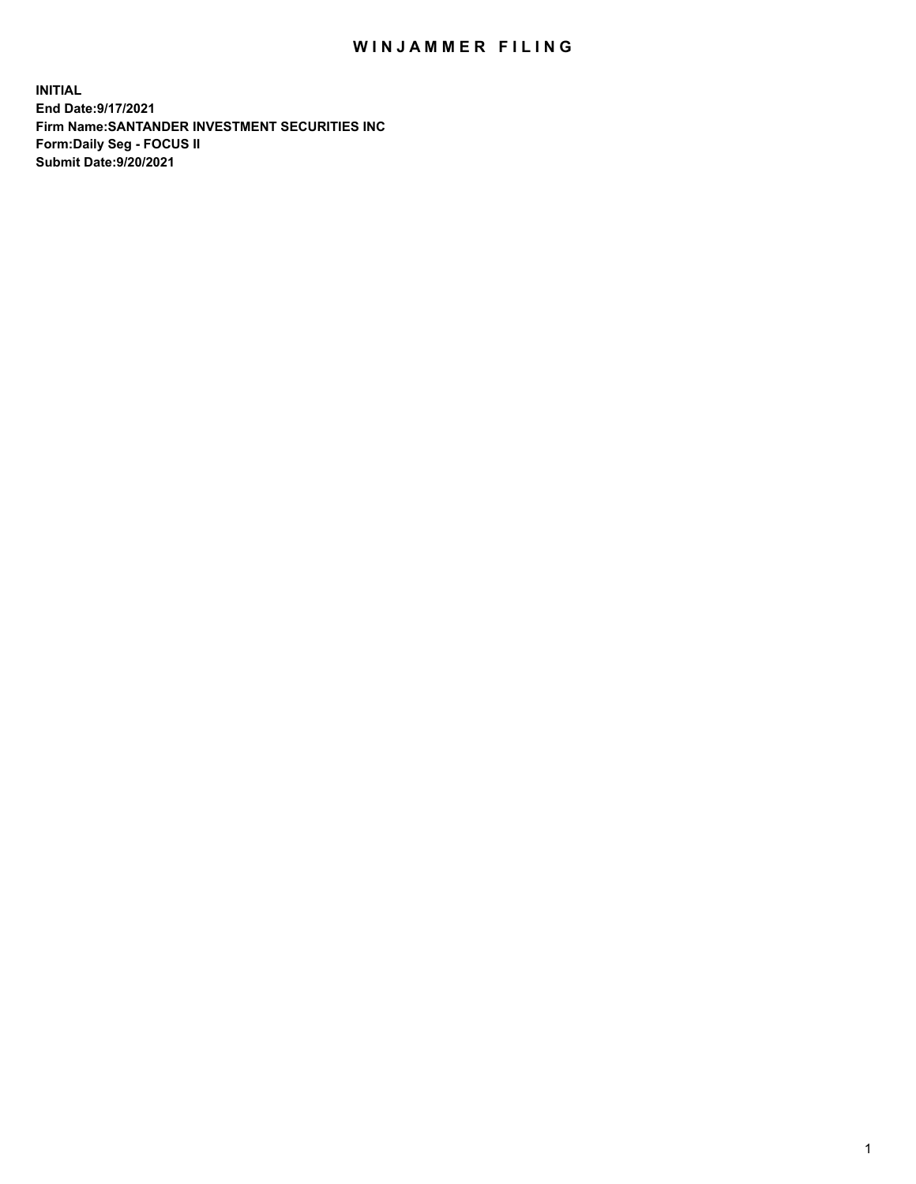# WINJAMMER FILING

**INITIAL**
**End Date:9/17/2021**
**Firm Name:SANTANDER INVESTMENT SECURITIES INC**
**Form:Daily Seg - FOCUS II**
**Submit Date:9/20/2021**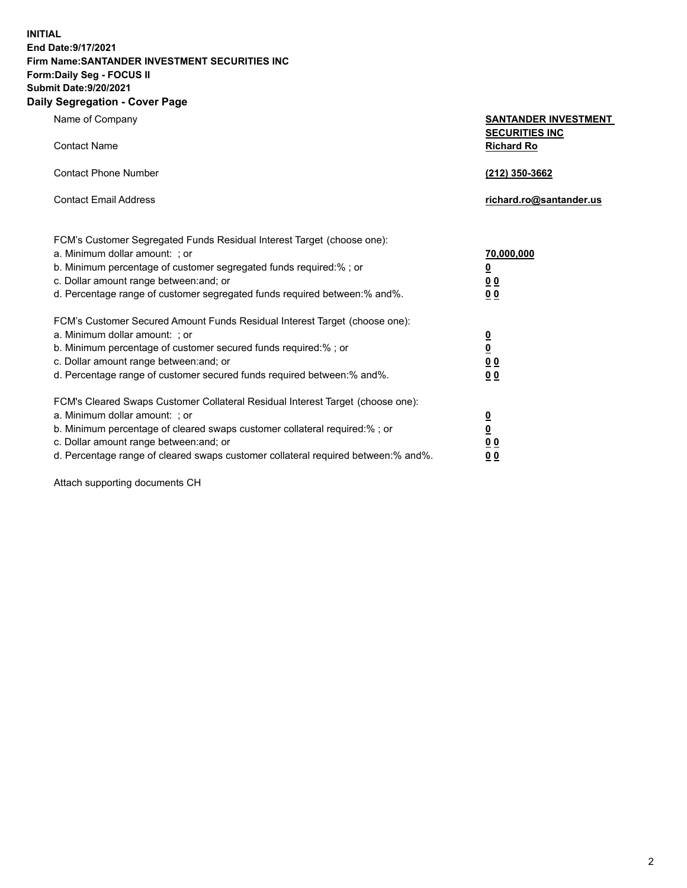**INITIAL**
**End Date:9/17/2021**
**Firm Name:SANTANDER INVESTMENT SECURITIES INC**
**Form:Daily Seg - FOCUS II**
**Submit Date:9/20/2021**

## Daily Segregation - Cover Page

| | |
|---|---|
| Name of Company | **SANTANDER INVESTMENT SECURITIES INC** |
| Contact Name | **Richard Ro** |
| Contact Phone Number | **(212) 350-3662** |
| Contact Email Address | **richard.ro@santander.us** |

| | |
|---|---|
| FCM's Customer Segregated Funds Residual Interest Target (choose one): | |
| a. Minimum dollar amount: ; or | **70,000,000** |
| b. Minimum percentage of customer segregated funds required:% ; or | **0** |
| c. Dollar amount range between:and; or | **0 0** |
| d. Percentage range of customer segregated funds required between:% and%. | **0 0** |
| FCM's Customer Secured Amount Funds Residual Interest Target (choose one): | |
| a. Minimum dollar amount: ; or | **0** |
| b. Minimum percentage of customer secured funds required:% ; or | **0** |
| c. Dollar amount range between:and; or | **0 0** |
| d. Percentage range of customer secured funds required between:% and%. | **0 0** |
| FCM's Cleared Swaps Customer Collateral Residual Interest Target (choose one): | |
| a. Minimum dollar amount: ; or | **0** |
| b. Minimum percentage of cleared swaps customer collateral required:% ; or | **0** |
| c. Dollar amount range between:and; or | **0 0** |
| d. Percentage range of cleared swaps customer collateral required between:% and%. | **0 0** |

Attach supporting documents CH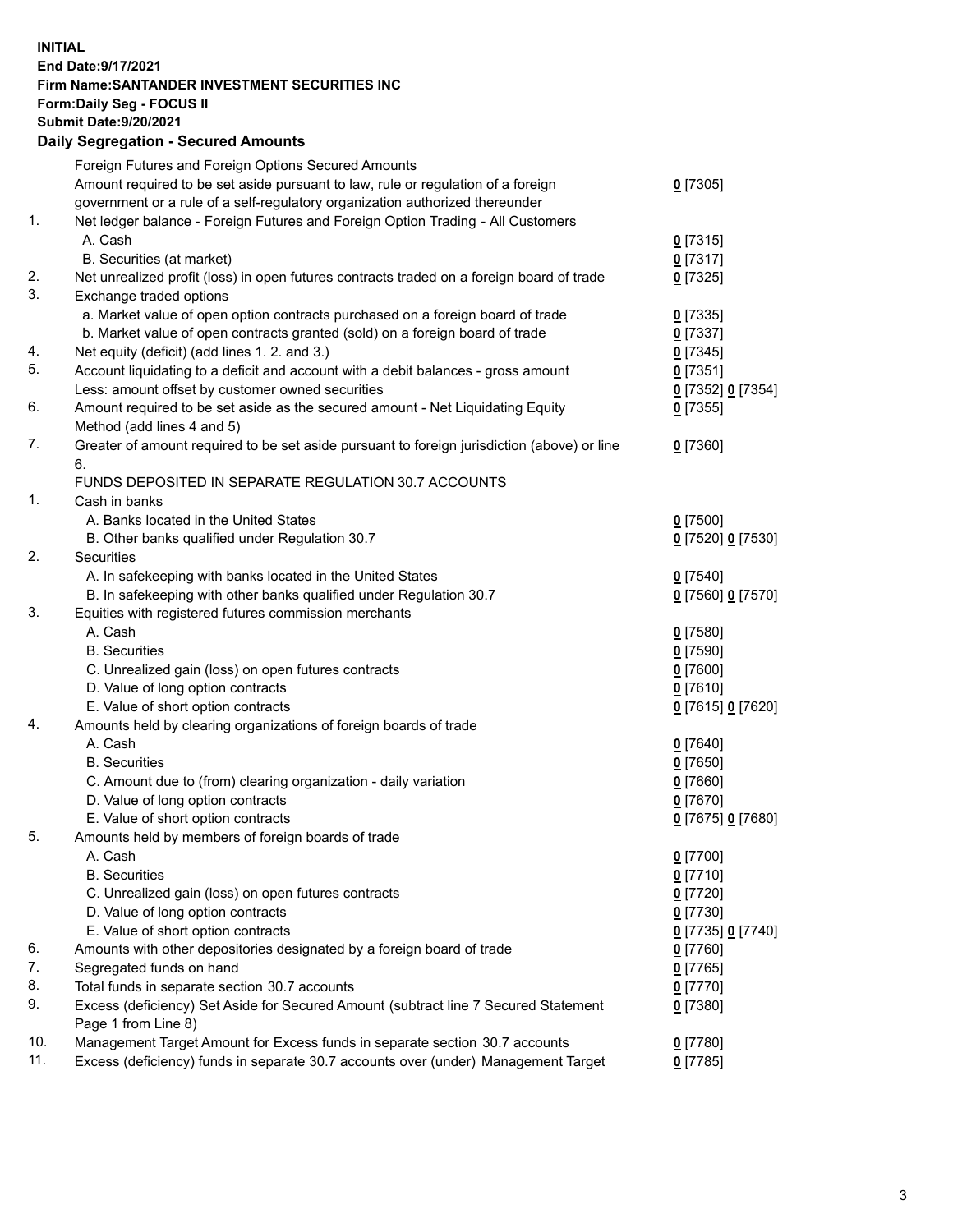**INITIAL**
**End Date:9/17/2021**
**Firm Name:SANTANDER INVESTMENT SECURITIES INC**
**Form:Daily Seg - FOCUS II**
**Submit Date:9/20/2021**

## Daily Segregation - Secured Amounts

| | | |
|---|---|---|
| | Foreign Futures and Foreign Options Secured Amounts | |
| | Amount required to be set aside pursuant to law, rule or regulation of a foreign government or a rule of a self-regulatory organization authorized thereunder | 0 [7305] |
| 1. | Net ledger balance - Foreign Futures and Foreign Option Trading - All Customers | |
| | A. Cash | 0 [7315] |
| | B. Securities (at market) | 0 [7317] |
| 2. | Net unrealized profit (loss) in open futures contracts traded on a foreign board of trade | 0 [7325] |
| 3. | Exchange traded options | |
| | a. Market value of open option contracts purchased on a foreign board of trade | 0 [7335] |
| | b. Market value of open contracts granted (sold) on a foreign board of trade | 0 [7337] |
| 4. | Net equity (deficit) (add lines 1. 2. and 3.) | 0 [7345] |
| 5. | Account liquidating to a deficit and account with a debit balances - gross amount | 0 [7351] |
| | Less: amount offset by customer owned securities | 0 [7352] 0 [7354] |
| 6. | Amount required to be set aside as the secured amount - Net Liquidating Equity Method (add lines 4 and 5) | 0 [7355] |
| 7. | Greater of amount required to be set aside pursuant to foreign jurisdiction (above) or line 6. | 0 [7360] |
| | FUNDS DEPOSITED IN SEPARATE REGULATION 30.7 ACCOUNTS | |
| 1. | Cash in banks | |
| | A. Banks located in the United States | 0 [7500] |
| | B. Other banks qualified under Regulation 30.7 | 0 [7520] 0 [7530] |
| 2. | Securities | |
| | A. In safekeeping with banks located in the United States | 0 [7540] |
| | B. In safekeeping with other banks qualified under Regulation 30.7 | 0 [7560] 0 [7570] |
| 3. | Equities with registered futures commission merchants | |
| | A. Cash | 0 [7580] |
| | B. Securities | 0 [7590] |
| | C. Unrealized gain (loss) on open futures contracts | 0 [7600] |
| | D. Value of long option contracts | 0 [7610] |
| | E. Value of short option contracts | 0 [7615] 0 [7620] |
| 4. | Amounts held by clearing organizations of foreign boards of trade | |
| | A. Cash | 0 [7640] |
| | B. Securities | 0 [7650] |
| | C. Amount due to (from) clearing organization - daily variation | 0 [7660] |
| | D. Value of long option contracts | 0 [7670] |
| | E. Value of short option contracts | 0 [7675] 0 [7680] |
| 5. | Amounts held by members of foreign boards of trade | |
| | A. Cash | 0 [7700] |
| | B. Securities | 0 [7710] |
| | C. Unrealized gain (loss) on open futures contracts | 0 [7720] |
| | D. Value of long option contracts | 0 [7730] |
| | E. Value of short option contracts | 0 [7735] 0 [7740] |
| 6. | Amounts with other depositories designated by a foreign board of trade | 0 [7760] |
| 7. | Segregated funds on hand | 0 [7765] |
| 8. | Total funds in separate section 30.7 accounts | 0 [7770] |
| 9. | Excess (deficiency) Set Aside for Secured Amount (subtract line 7 Secured Statement Page 1 from Line 8) | 0 [7380] |
| 10. | Management Target Amount for Excess funds in separate section 30.7 accounts | 0 [7780] |
| 11. | Excess (deficiency) funds in separate 30.7 accounts over (under) Management Target | 0 [7785] |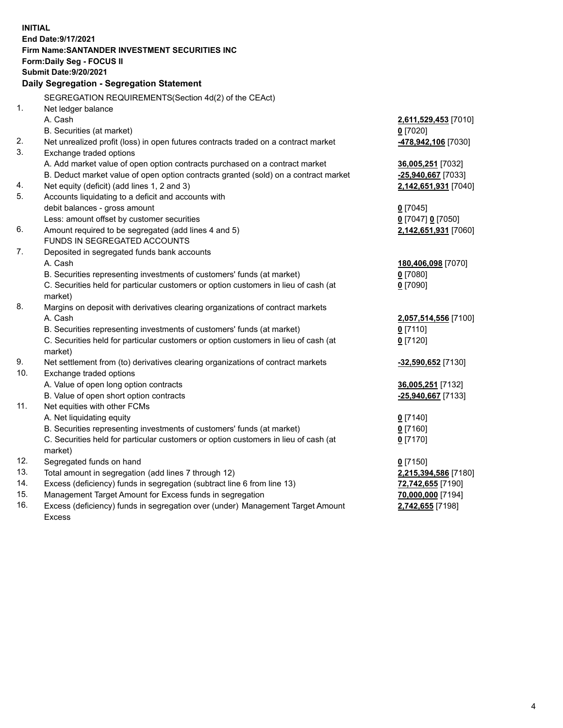**INITIAL**
**End Date:9/17/2021**
**Firm Name:SANTANDER INVESTMENT SECURITIES INC**
**Form:Daily Seg - FOCUS II**
**Submit Date:9/20/2021**

**Daily Segregation - Segregation Statement**

| | | |
|---|---|---|
| | SEGREGATION REQUIREMENTS(Section 4d(2) of the CEAct) | |
| 1. | Net ledger balance | |
| | A. Cash | **2,611,529,453** [7010] |
| | B. Securities (at market) | **0** [7020] |
| 2. | Net unrealized profit (loss) in open futures contracts traded on a contract market | **-478,942,106** [7030] |
| 3. | Exchange traded options | |
| | A. Add market value of open option contracts purchased on a contract market | **36,005,251** [7032] |
| | B. Deduct market value of open option contracts granted (sold) on a contract market | **-25,940,667** [7033] |
| 4. | Net equity (deficit) (add lines 1, 2 and 3) | **2,142,651,931** [7040] |
| 5. | Accounts liquidating to a deficit and accounts with debit balances - gross amount | **0** [7045] |
| | Less: amount offset by customer securities | **0** [7047] **0** [7050] |
| 6. | Amount required to be segregated (add lines 4 and 5) | **2,142,651,931** [7060] |
| | FUNDS IN SEGREGATED ACCOUNTS | |
| 7. | Deposited in segregated funds bank accounts | |
| | A. Cash | **180,406,098** [7070] |
| | B. Securities representing investments of customers' funds (at market) | **0** [7080] |
| | C. Securities held for particular customers or option customers in lieu of cash (at market) | **0** [7090] |
| 8. | Margins on deposit with derivatives clearing organizations of contract markets | |
| | A. Cash | **2,057,514,556** [7100] |
| | B. Securities representing investments of customers' funds (at market) | **0** [7110] |
| | C. Securities held for particular customers or option customers in lieu of cash (at market) | **0** [7120] |
| 9. | Net settlement from (to) derivatives clearing organizations of contract markets | **-32,590,652** [7130] |
| 10. | Exchange traded options | |
| | A. Value of open long option contracts | **36,005,251** [7132] |
| | B. Value of open short option contracts | **-25,940,667** [7133] |
| 11. | Net equities with other FCMs | |
| | A. Net liquidating equity | **0** [7140] |
| | B. Securities representing investments of customers' funds (at market) | **0** [7160] |
| | C. Securities held for particular customers or option customers in lieu of cash (at market) | **0** [7170] |
| 12. | Segregated funds on hand | **0** [7150] |
| 13. | Total amount in segregation (add lines 7 through 12) | **2,215,394,586** [7180] |
| 14. | Excess (deficiency) funds in segregation (subtract line 6 from line 13) | **72,742,655** [7190] |
| 15. | Management Target Amount for Excess funds in segregation | **70,000,000** [7194] |
| 16. | Excess (deficiency) funds in segregation over (under) Management Target Amount Excess | **2,742,655** [7198] |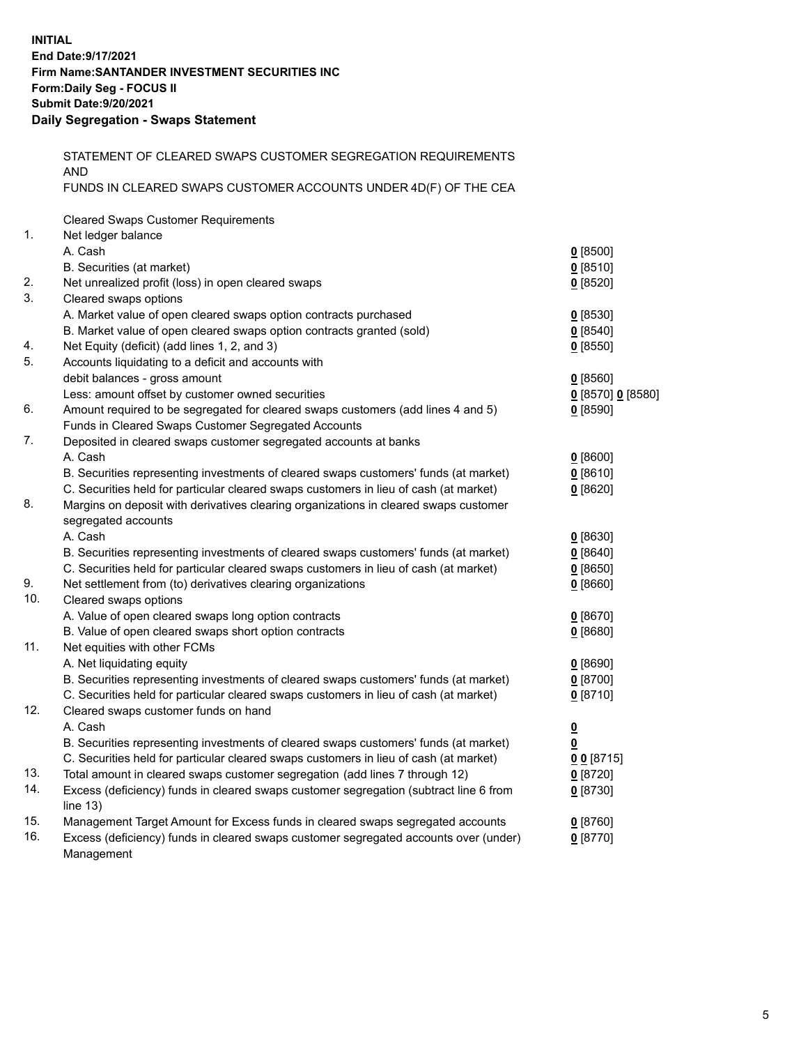**INITIAL**
**End Date:9/17/2021**
**Firm Name:SANTANDER INVESTMENT SECURITIES INC**
**Form:Daily Seg - FOCUS II**
**Submit Date:9/20/2021**
**Daily Segregation - Swaps Statement**

STATEMENT OF CLEARED SWAPS CUSTOMER SEGREGATION REQUIREMENTS AND FUNDS IN CLEARED SWAPS CUSTOMER ACCOUNTS UNDER 4D(F) OF THE CEA

| | | |
|---|---|---|
| | Cleared Swaps Customer Requirements | |
| 1. | Net ledger balance | |
| | A. Cash | 0 [8500] |
| | B. Securities (at market) | 0 [8510] |
| 2. | Net unrealized profit (loss) in open cleared swaps | 0 [8520] |
| 3. | Cleared swaps options | |
| | A. Market value of open cleared swaps option contracts purchased | 0 [8530] |
| | B. Market value of open cleared swaps option contracts granted (sold) | 0 [8540] |
| 4. | Net Equity (deficit) (add lines 1, 2, and 3) | 0 [8550] |
| 5. | Accounts liquidating to a deficit and accounts with debit balances - gross amount | 0 [8560] |
| | Less: amount offset by customer owned securities | 0 [8570] 0 [8580] |
| 6. | Amount required to be segregated for cleared swaps customers (add lines 4 and 5) | 0 [8590] |
| | Funds in Cleared Swaps Customer Segregated Accounts | |
| 7. | Deposited in cleared swaps customer segregated accounts at banks | |
| | A. Cash | 0 [8600] |
| | B. Securities representing investments of cleared swaps customers' funds (at market) | 0 [8610] |
| | C. Securities held for particular cleared swaps customers in lieu of cash (at market) | 0 [8620] |
| 8. | Margins on deposit with derivatives clearing organizations in cleared swaps customer segregated accounts | |
| | A. Cash | 0 [8630] |
| | B. Securities representing investments of cleared swaps customers' funds (at market) | 0 [8640] |
| | C. Securities held for particular cleared swaps customers in lieu of cash (at market) | 0 [8650] |
| 9. | Net settlement from (to) derivatives clearing organizations | 0 [8660] |
| 10. | Cleared swaps options | |
| | A. Value of open cleared swaps long option contracts | 0 [8670] |
| | B. Value of open cleared swaps short option contracts | 0 [8680] |
| 11. | Net equities with other FCMs | |
| | A. Net liquidating equity | 0 [8690] |
| | B. Securities representing investments of cleared swaps customers' funds (at market) | 0 [8700] |
| | C. Securities held for particular cleared swaps customers in lieu of cash (at market) | 0 [8710] |
| 12. | Cleared swaps customer funds on hand | |
| | A. Cash | 0 |
| | B. Securities representing investments of cleared swaps customers' funds (at market) | 0 |
| | C. Securities held for particular cleared swaps customers in lieu of cash (at market) | 0 0 [8715] |
| 13. | Total amount in cleared swaps customer segregation (add lines 7 through 12) | 0 [8720] |
| 14. | Excess (deficiency) funds in cleared swaps customer segregation (subtract line 6 from line 13) | 0 [8730] |
| 15. | Management Target Amount for Excess funds in cleared swaps segregated accounts | 0 [8760] |
| 16. | Excess (deficiency) funds in cleared swaps customer segregated accounts over (under) Management | 0 [8770] |